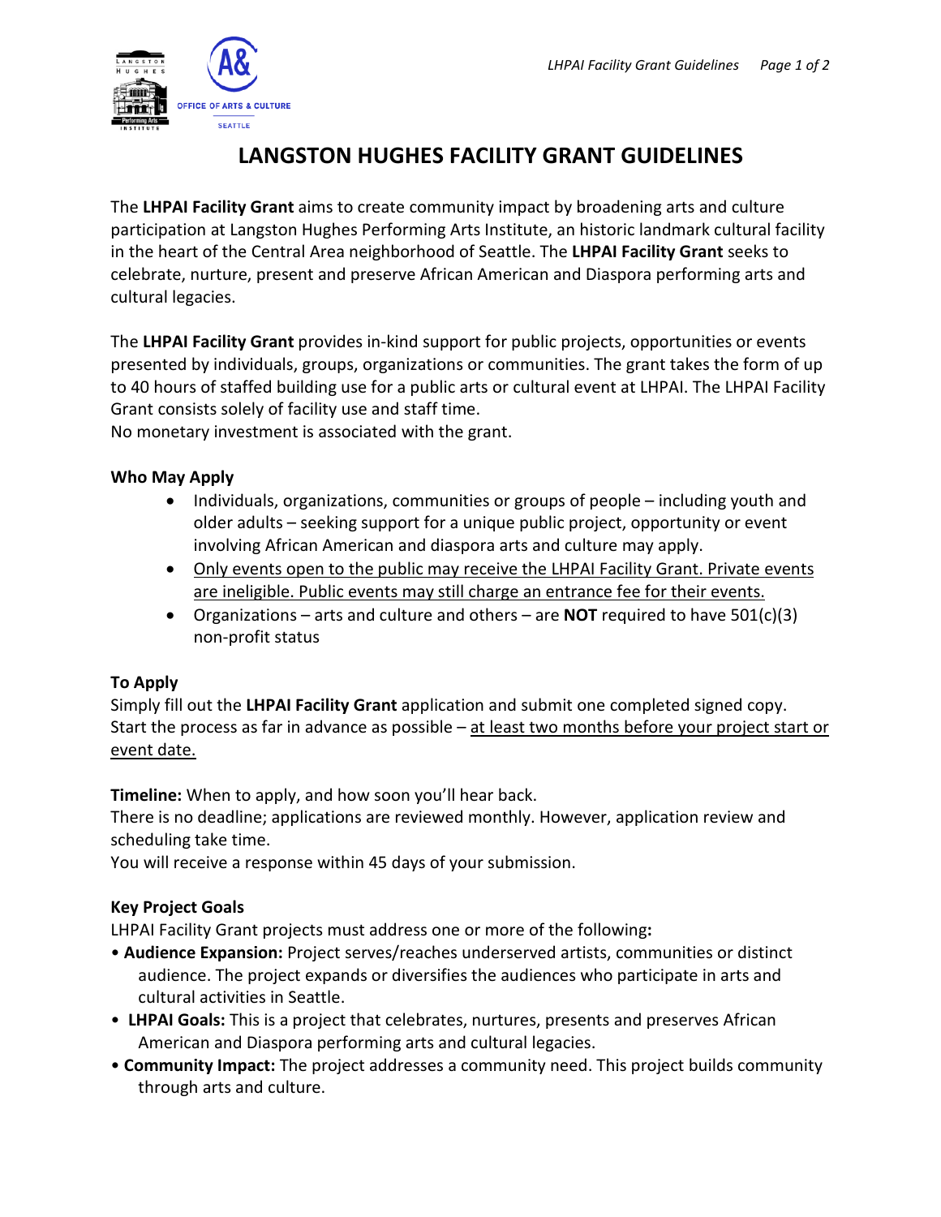# LANGSTON HUGHES FACILITY GRANT GUIDELINES

The **LHPAI Facility Grant** aims to create community impact by broadening arts and culture participation at Langston Hughes Performing Arts Institute, an historic landmark cultural facility in the heart of the Central Area neighborhood of Seattle. The **LHPAI Facility Grant** seeks to celebrate, nurture, present and preserve African American and Diaspora performing arts and cultural legacies.

The **LHPAI Facility Grant** provides in-kind support for public projects, opportunities or events presented by individuals, groups, organizations or communities. The grant takes the form of up to 40 hours of staffed building use for a public arts or cultural event at LHPAI. The LHPAI Facility Grant consists solely of facility use and staff time.
No monetary investment is associated with the grant.

### Who May Apply

- Individuals, organizations, communities or groups of people – including youth and older adults – seeking support for a unique public project, opportunity or event involving African American and diaspora arts and culture may apply.
- <u>Only events open to the public may receive the LHPAI Facility Grant. Private events are ineligible. Public events may still charge an entrance fee for their events.</u>
- Organizations – arts and culture and others – are **NOT** required to have 501(c)(3) non-profit status

### To Apply

Simply fill out the **LHPAI Facility Grant** application and submit one completed signed copy. Start the process as far in advance as possible – <u>at least two months before your project start or event date.</u>

**Timeline:** When to apply, and how soon you'll hear back.
There is no deadline; applications are reviewed monthly. However, application review and scheduling take time.
You will receive a response within 45 days of your submission.

### Key Project Goals

LHPAI Facility Grant projects must address one or more of the following**:**

- **Audience Expansion:** Project serves/reaches underserved artists, communities or distinct audience. The project expands or diversifies the audiences who participate in arts and cultural activities in Seattle.
- **LHPAI Goals:** This is a project that celebrates, nurtures, presents and preserves African American and Diaspora performing arts and cultural legacies.
- **Community Impact:** The project addresses a community need. This project builds community through arts and culture.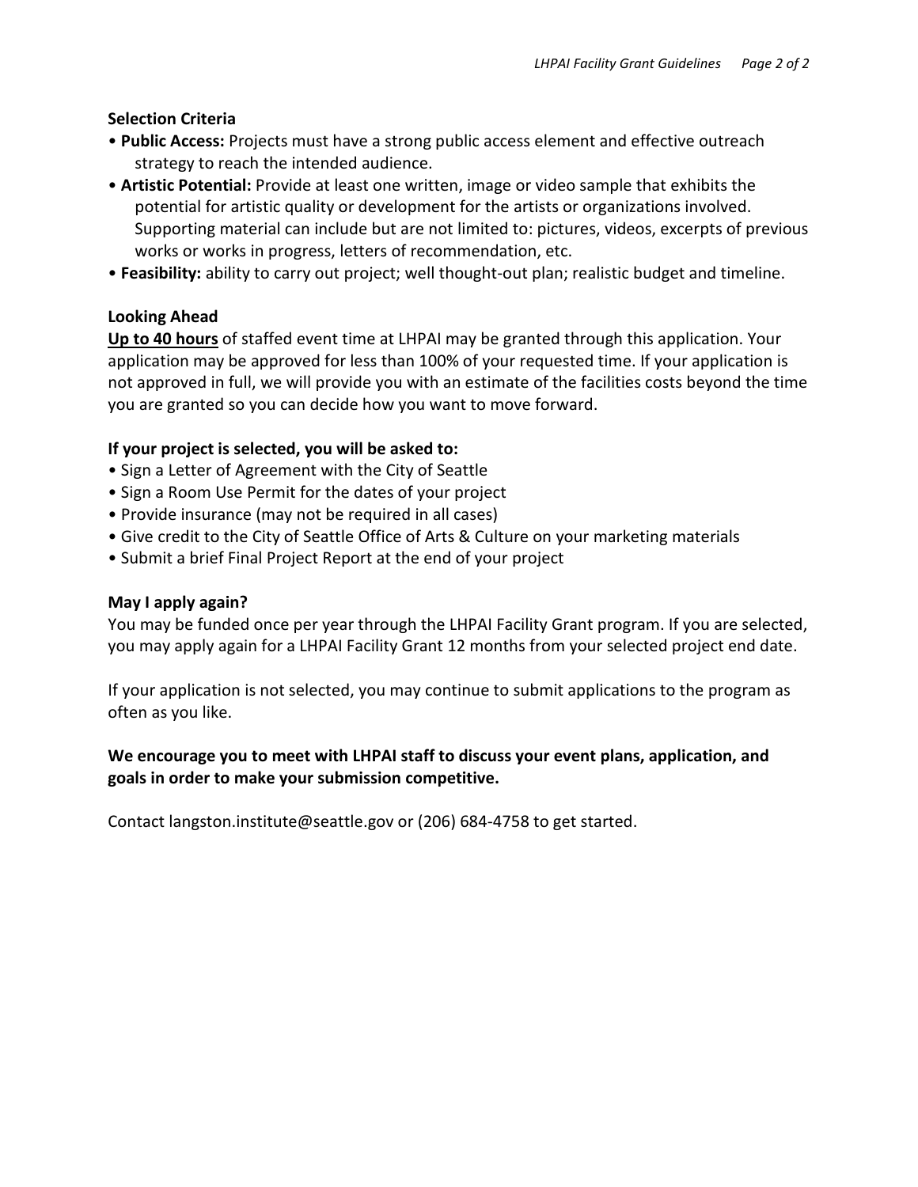### Selection Criteria

- **Public Access:** Projects must have a strong public access element and effective outreach strategy to reach the intended audience.
- **Artistic Potential:** Provide at least one written, image or video sample that exhibits the potential for artistic quality or development for the artists or organizations involved. Supporting material can include but are not limited to: pictures, videos, excerpts of previous works or works in progress, letters of recommendation, etc.
- **Feasibility:** ability to carry out project; well thought-out plan; realistic budget and timeline.

### Looking Ahead

**Up to 40 hours** of staffed event time at LHPAI may be granted through this application. Your application may be approved for less than 100% of your requested time. If your application is not approved in full, we will provide you with an estimate of the facilities costs beyond the time you are granted so you can decide how you want to move forward.

### If your project is selected, you will be asked to:

- Sign a Letter of Agreement with the City of Seattle
- Sign a Room Use Permit for the dates of your project
- Provide insurance (may not be required in all cases)
- Give credit to the City of Seattle Office of Arts & Culture on your marketing materials
- Submit a brief Final Project Report at the end of your project

### May I apply again?

You may be funded once per year through the LHPAI Facility Grant program. If you are selected, you may apply again for a LHPAI Facility Grant 12 months from your selected project end date.

If your application is not selected, you may continue to submit applications to the program as often as you like.

**We encourage you to meet with LHPAI staff to discuss your event plans, application, and goals in order to make your submission competitive.**

Contact langston.institute@seattle.gov or (206) 684-4758 to get started.